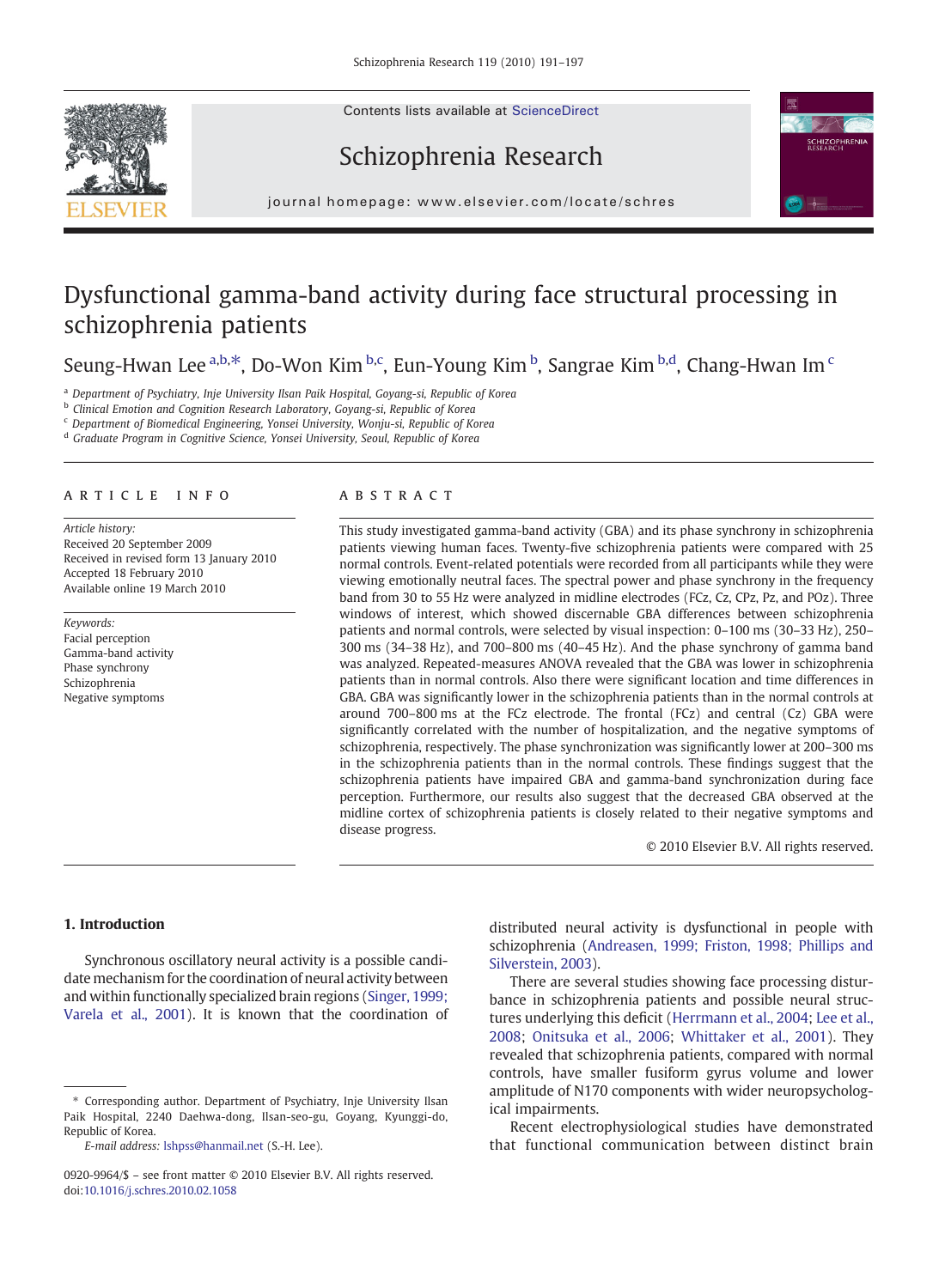# Dysfunctional gamma-band activity during face structural processing in schizophrenia patients

Seung-Hwan Lee [a,b,*], Do-Won Kim [b,c], Eun-Young Kim [b], Sangrae Kim [b,d], Chang-Hwan Im [c]

[a] Department of Psychiatry, Inje University Ilsan Paik Hospital, Goyang-si, Republic of Korea
[b] Clinical Emotion and Cognition Research Laboratory, Goyang-si, Republic of Korea
[c] Department of Biomedical Engineering, Yonsei University, Wonju-si, Republic of Korea
[d] Graduate Program in Cognitive Science, Yonsei University, Seoul, Republic of Korea

## ARTICLE INFO

*Article history:*
Received 20 September 2009
Received in revised form 13 January 2010
Accepted 18 February 2010
Available online 19 March 2010

*Keywords:*
Facial perception
Gamma-band activity
Phase synchrony
Schizophrenia
Negative symptoms

## ABSTRACT

This study investigated gamma-band activity (GBA) and its phase synchrony in schizophrenia patients viewing human faces. Twenty-five schizophrenia patients were compared with 25 normal controls. Event-related potentials were recorded from all participants while they were viewing emotionally neutral faces. The spectral power and phase synchrony in the frequency band from 30 to 55 Hz were analyzed in midline electrodes (FCz, Cz, CPz, Pz, and POz). Three windows of interest, which showed discernable GBA differences between schizophrenia patients and normal controls, were selected by visual inspection: 0–100 ms (30–33 Hz), 250–300 ms (34–38 Hz), and 700–800 ms (40–45 Hz). And the phase synchrony of gamma band was analyzed. Repeated-measures ANOVA revealed that the GBA was lower in schizophrenia patients than in normal controls. Also there were significant location and time differences in GBA. GBA was significantly lower in the schizophrenia patients than in the normal controls at around 700–800 ms at the FCz electrode. The frontal (FCz) and central (Cz) GBA were significantly correlated with the number of hospitalization, and the negative symptoms of schizophrenia, respectively. The phase synchronization was significantly lower at 200–300 ms in the schizophrenia patients than in the normal controls. These findings suggest that the schizophrenia patients have impaired GBA and gamma-band synchronization during face perception. Furthermore, our results also suggest that the decreased GBA observed at the midline cortex of schizophrenia patients is closely related to their negative symptoms and disease progress.

© 2010 Elsevier B.V. All rights reserved.

## 1. Introduction

Synchronous oscillatory neural activity is a possible candidate mechanism for the coordination of neural activity between and within functionally specialized brain regions (Singer, 1999; Varela et al., 2001). It is known that the coordination of distributed neural activity is dysfunctional in people with schizophrenia (Andreasen, 1999; Friston, 1998; Phillips and Silverstein, 2003).

There are several studies showing face processing disturbance in schizophrenia patients and possible neural structures underlying this deficit (Herrmann et al., 2004; Lee et al., 2008; Onitsuka et al., 2006; Whittaker et al., 2001). They revealed that schizophrenia patients, compared with normal controls, have smaller fusiform gyrus volume and lower amplitude of N170 components with wider neuropsychological impairments.

Recent electrophysiological studies have demonstrated that functional communication between distinct brain

---

* Corresponding author. Department of Psychiatry, Inje University Ilsan Paik Hospital, 2240 Daehwa-dong, Ilsan-seo-gu, Goyang, Kyunggi-do, Republic of Korea.
*E-mail address:* lshpss@hanmail.net (S.-H. Lee).

0920-9964/$ – see front matter © 2010 Elsevier B.V. All rights reserved.
doi:10.1016/j.schres.2010.02.1058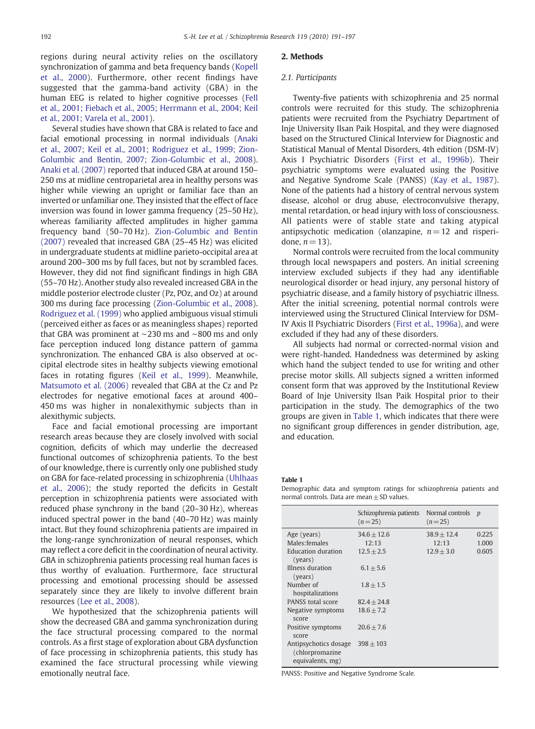regions during neural activity relies on the oscillatory synchronization of gamma and beta frequency bands (Kopell et al., 2000). Furthermore, other recent findings have suggested that the gamma-band activity (GBA) in the human EEG is related to higher cognitive processes (Fell et al., 2001; Fiebach et al., 2005; Herrmann et al., 2004; Keil et al., 2001; Varela et al., 2001).

Several studies have shown that GBA is related to face and facial emotional processing in normal individuals (Anaki et al., 2007; Keil et al., 2001; Rodriguez et al., 1999; Zion-Golumbic and Bentin, 2007; Zion-Golumbic et al., 2008). Anaki et al. (2007) reported that induced GBA at around 150–250 ms at midline centroparietal area in healthy persons was higher while viewing an upright or familiar face than an inverted or unfamiliar one. They insisted that the effect of face inversion was found in lower gamma frequency (25–50 Hz), whereas familiarity affected amplitudes in higher gamma frequency band (50–70 Hz). Zion-Golumbic and Bentin (2007) revealed that increased GBA (25–45 Hz) was elicited in undergraduate students at midline parieto-occipital area at around 200–300 ms by full faces, but not by scrambled faces. However, they did not find significant findings in high GBA (55–70 Hz). Another study also revealed increased GBA in the middle posterior electrode cluster (Pz, POz, and Oz) at around 300 ms during face processing (Zion-Golumbic et al., 2008). Rodriguez et al. (1999) who applied ambiguous visual stimuli (perceived either as faces or as meaningless shapes) reported that GBA was prominent at ~230 ms and ~800 ms and only face perception induced long distance pattern of gamma synchronization. The enhanced GBA is also observed at occipital electrode sites in healthy subjects viewing emotional faces in rotating figures (Keil et al., 1999). Meanwhile, Matsumoto et al. (2006) revealed that GBA at the Cz and Pz electrodes for negative emotional faces at around 400–450 ms was higher in nonalexithymic subjects than in alexithymic subjects.

Face and facial emotional processing are important research areas because they are closely involved with social cognition, deficits of which may underlie the decreased functional outcomes of schizophrenia patients. To the best of our knowledge, there is currently only one published study on GBA for face-related processing in schizophrenia (Uhlhaas et al., 2006); the study reported the deficits in Gestalt perception in schizophrenia patients were associated with reduced phase synchrony in the band (20–30 Hz), whereas induced spectral power in the band (40–70 Hz) was mainly intact. But they found schizophrenia patients are impaired in the long-range synchronization of neural responses, which may reflect a core deficit in the coordination of neural activity. GBA in schizophrenia patients processing real human faces is thus worthy of evaluation. Furthermore, face structural processing and emotional processing should be assessed separately since they are likely to involve different brain resources (Lee et al., 2008).

We hypothesized that the schizophrenia patients will show the decreased GBA and gamma synchronization during the face structural processing compared to the normal controls. As a first stage of exploration about GBA dysfunction of face processing in schizophrenia patients, this study has examined the face structural processing while viewing emotionally neutral face.

## 2. Methods

### 2.1. Participants

Twenty-five patients with schizophrenia and 25 normal controls were recruited for this study. The schizophrenia patients were recruited from the Psychiatry Department of Inje University Ilsan Paik Hospital, and they were diagnosed based on the Structured Clinical Interview for Diagnostic and Statistical Manual of Mental Disorders, 4th edition (DSM-IV) Axis I Psychiatric Disorders (First et al., 1996b). Their psychiatric symptoms were evaluated using the Positive and Negative Syndrome Scale (PANSS) (Kay et al., 1987). None of the patients had a history of central nervous system disease, alcohol or drug abuse, electroconvulsive therapy, mental retardation, or head injury with loss of consciousness. All patients were of stable state and taking atypical antipsychotic medication (olanzapine, $n = 12$ and risperidone, $n = 13$).

Normal controls were recruited from the local community through local newspapers and posters. An initial screening interview excluded subjects if they had any identifiable neurological disorder or head injury, any personal history of psychiatric disease, and a family history of psychiatric illness. After the initial screening, potential normal controls were interviewed using the Structured Clinical Interview for DSM-IV Axis II Psychiatric Disorders (First et al., 1996a), and were excluded if they had any of these disorders.

All subjects had normal or corrected-normal vision and were right-handed. Handedness was determined by asking which hand the subject tended to use for writing and other precise motor skills. All subjects signed a written informed consent form that was approved by the Institutional Review Board of Inje University Ilsan Paik Hospital prior to their participation in the study. The demographics of the two groups are given in Table 1, which indicates that there were no significant group differences in gender distribution, age, and education.

**Table 1**
Demographic data and symptom ratings for schizophrenia patients and normal controls. Data are mean ± SD values.

| | Schizophrenia patients ($n = 25$) | Normal controls ($n = 25$) | $p$ |
|---|---|---|---|
| Age (years) | 34.6 ± 12.6 | 38.9 ± 12.4 | 0.225 |
| Males:females | 12:13 | 12:13 | 1.000 |
| Education duration (years) | 12.5 ± 2.5 | 12.9 ± 3.0 | 0.605 |
| Illness duration (years) | 6.1 ± 5.6 | | |
| Number of hospitalizations | 1.8 ± 1.5 | | |
| PANSS total score | 82.4 ± 24.8 | | |
| Negative symptoms score | 18.6 ± 7.2 | | |
| Positive symptoms score | 20.6 ± 7.6 | | |
| Antipsychotics dosage (chlorpromazine equivalents, mg) | 398 ± 103 | | |

PANSS: Positive and Negative Syndrome Scale.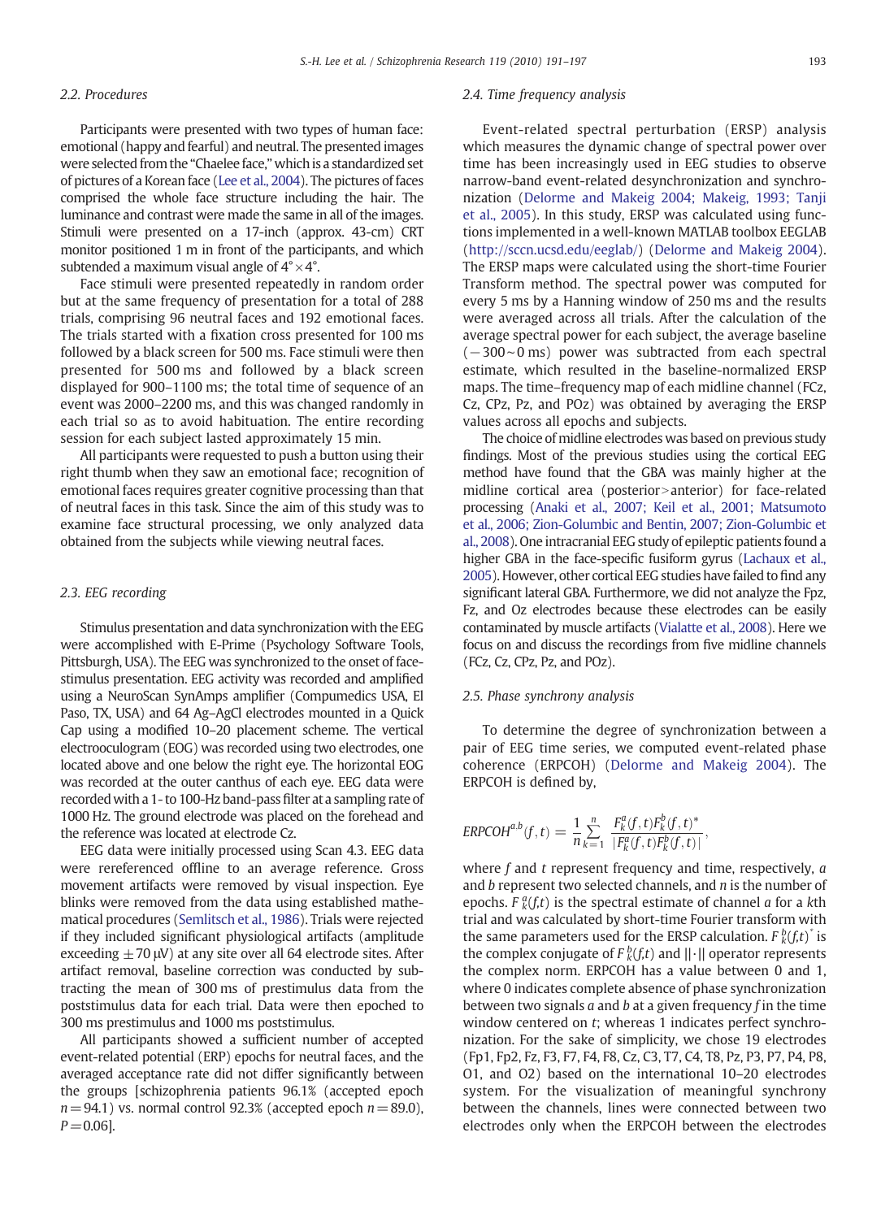### 2.2. Procedures

Participants were presented with two types of human face: emotional (happy and fearful) and neutral. The presented images were selected from the "Chaelee face," which is a standardized set of pictures of a Korean face (Lee et al., 2004). The pictures of faces comprised the whole face structure including the hair. The luminance and contrast were made the same in all of the images. Stimuli were presented on a 17-inch (approx. 43-cm) CRT monitor positioned 1 m in front of the participants, and which subtended a maximum visual angle of 4°×4°.

Face stimuli were presented repeatedly in random order but at the same frequency of presentation for a total of 288 trials, comprising 96 neutral faces and 192 emotional faces. The trials started with a fixation cross presented for 100 ms followed by a black screen for 500 ms. Face stimuli were then presented for 500 ms and followed by a black screen displayed for 900–1100 ms; the total time of sequence of an event was 2000–2200 ms, and this was changed randomly in each trial so as to avoid habituation. The entire recording session for each subject lasted approximately 15 min.

All participants were requested to push a button using their right thumb when they saw an emotional face; recognition of emotional faces requires greater cognitive processing than that of neutral faces in this task. Since the aim of this study was to examine face structural processing, we only analyzed data obtained from the subjects while viewing neutral faces.

### 2.3. EEG recording

Stimulus presentation and data synchronization with the EEG were accomplished with E-Prime (Psychology Software Tools, Pittsburgh, USA). The EEG was synchronized to the onset of face-stimulus presentation. EEG activity was recorded and amplified using a NeuroScan SynAmps amplifier (Compumedics USA, El Paso, TX, USA) and 64 Ag–AgCl electrodes mounted in a Quick Cap using a modified 10–20 placement scheme. The vertical electrooculogram (EOG) was recorded using two electrodes, one located above and one below the right eye. The horizontal EOG was recorded at the outer canthus of each eye. EEG data were recorded with a 1- to 100-Hz band-pass filter at a sampling rate of 1000 Hz. The ground electrode was placed on the forehead and the reference was located at electrode Cz.

EEG data were initially processed using Scan 4.3. EEG data were rereferenced offline to an average reference. Gross movement artifacts were removed by visual inspection. Eye blinks were removed from the data using established mathematical procedures (Semlitsch et al., 1986). Trials were rejected if they included significant physiological artifacts (amplitude exceeding ±70 μV) at any site over all 64 electrode sites. After artifact removal, baseline correction was conducted by subtracting the mean of 300 ms of prestimulus data from the poststimulus data for each trial. Data were then epoched to 300 ms prestimulus and 1000 ms poststimulus.

All participants showed a sufficient number of accepted event-related potential (ERP) epochs for neutral faces, and the averaged acceptance rate did not differ significantly between the groups [schizophrenia patients 96.1% (accepted epoch $n=94.1$) vs. normal control 92.3% (accepted epoch $n=89.0$), $P=0.06$].

### 2.4. Time frequency analysis

Event-related spectral perturbation (ERSP) analysis which measures the dynamic change of spectral power over time has been increasingly used in EEG studies to observe narrow-band event-related desynchronization and synchronization (Delorme and Makeig 2004; Makeig, 1993; Tanji et al., 2005). In this study, ERSP was calculated using functions implemented in a well-known MATLAB toolbox EEGLAB (http://sccn.ucsd.edu/eeglab/) (Delorme and Makeig 2004). The ERSP maps were calculated using the short-time Fourier Transform method. The spectral power was computed for every 5 ms by a Hanning window of 250 ms and the results were averaged across all trials. After the calculation of the average spectral power for each subject, the average baseline (−300∼0 ms) power was subtracted from each spectral estimate, which resulted in the baseline-normalized ERSP maps. The time–frequency map of each midline channel (FCz, Cz, CPz, Pz, and POz) was obtained by averaging the ERSP values across all epochs and subjects.

The choice of midline electrodes was based on previous study findings. Most of the previous studies using the cortical EEG method have found that the GBA was mainly higher at the midline cortical area (posterior>anterior) for face-related processing (Anaki et al., 2007; Keil et al., 2001; Matsumoto et al., 2006; Zion-Golumbic and Bentin, 2007; Zion-Golumbic et al., 2008). One intracranial EEG study of epileptic patients found a higher GBA in the face-specific fusiform gyrus (Lachaux et al., 2005). However, other cortical EEG studies have failed to find any significant lateral GBA. Furthermore, we did not analyze the Fpz, Fz, and Oz electrodes because these electrodes can be easily contaminated by muscle artifacts (Vialatte et al., 2008). Here we focus on and discuss the recordings from five midline channels (FCz, Cz, CPz, Pz, and POz).

### 2.5. Phase synchrony analysis

To determine the degree of synchronization between a pair of EEG time series, we computed event-related phase coherence (ERPCOH) (Delorme and Makeig 2004). The ERPCOH is defined by,

$$ERPCOH^{a,b}(f,t) = \frac{1}{n}\sum_{k=1}^{n} \frac{F_k^a(f,t)F_k^b(f,t)^*}{|F_k^a(f,t)F_k^b(f,t)|},$$

where $f$ and $t$ represent frequency and time, respectively, $a$ and $b$ represent two selected channels, and $n$ is the number of epochs. $F_k^a(f,t)$ is the spectral estimate of channel $a$ for a $k$th trial and was calculated by short-time Fourier transform with the same parameters used for the ERSP calculation. $F_k^b(f,t)^*$ is the complex conjugate of $F_k^b(f,t)$ and $||\cdot||$ operator represents the complex norm. ERPCOH has a value between 0 and 1, where 0 indicates complete absence of phase synchronization between two signals $a$ and $b$ at a given frequency $f$ in the time window centered on $t$; whereas 1 indicates perfect synchronization. For the sake of simplicity, we chose 19 electrodes (Fp1, Fp2, Fz, F3, F7, F4, F8, Cz, C3, T7, C4, T8, Pz, P3, P7, P4, P8, O1, and O2) based on the international 10–20 electrodes system. For the visualization of meaningful synchrony between the channels, lines were connected between two electrodes only when the ERPCOH between the electrodes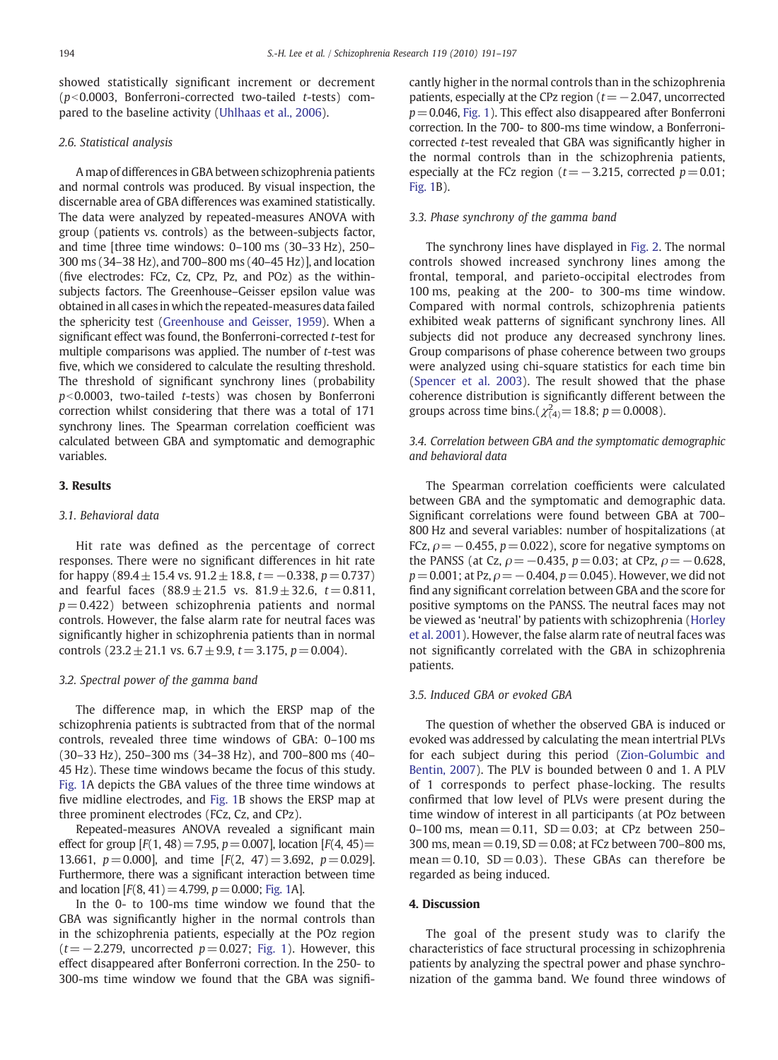showed statistically significant increment or decrement ($p<0.0003$, Bonferroni-corrected two-tailed $t$-tests) compared to the baseline activity (Uhlhaas et al., 2006).

### 2.6. Statistical analysis

A map of differences in GBA between schizophrenia patients and normal controls was produced. By visual inspection, the discernable area of GBA differences was examined statistically. The data were analyzed by repeated-measures ANOVA with group (patients vs. controls) as the between-subjects factor, and time [three time windows: 0–100 ms (30–33 Hz), 250–300 ms (34–38 Hz), and 700–800 ms (40–45 Hz)], and location (five electrodes: FCz, Cz, CPz, Pz, and POz) as the within-subjects factors. The Greenhouse–Geisser epsilon value was obtained in all cases in which the repeated-measures data failed the sphericity test (Greenhouse and Geisser, 1959). When a significant effect was found, the Bonferroni-corrected $t$-test for multiple comparisons was applied. The number of $t$-test was five, which we considered to calculate the resulting threshold. The threshold of significant synchrony lines (probability $p<0.0003$, two-tailed $t$-tests) was chosen by Bonferroni correction whilst considering that there was a total of 171 synchrony lines. The Spearman correlation coefficient was calculated between GBA and symptomatic and demographic variables.

## 3. Results

### 3.1. Behavioral data

Hit rate was defined as the percentage of correct responses. There were no significant differences in hit rate for happy ($89.4 \pm 15.4$ vs. $91.2 \pm 18.8$, $t = -0.338$, $p = 0.737$) and fearful faces ($88.9 \pm 21.5$ vs. $81.9 \pm 32.6$, $t = 0.811$, $p = 0.422$) between schizophrenia patients and normal controls. However, the false alarm rate for neutral faces was significantly higher in schizophrenia patients than in normal controls ($23.2 \pm 21.1$ vs. $6.7 \pm 9.9$, $t = 3.175$, $p = 0.004$).

### 3.2. Spectral power of the gamma band

The difference map, in which the ERSP map of the schizophrenia patients is subtracted from that of the normal controls, revealed three time windows of GBA: 0–100 ms (30–33 Hz), 250–300 ms (34–38 Hz), and 700–800 ms (40–45 Hz). These time windows became the focus of this study. Fig. 1A depicts the GBA values of the three time windows at five midline electrodes, and Fig. 1B shows the ERSP map at three prominent electrodes (FCz, Cz, and CPz).

Repeated-measures ANOVA revealed a significant main effect for group [$F(1, 48) = 7.95$, $p = 0.007$], location [$F(4, 45) = 13.661$, $p = 0.000$], and time [$F(2, 47) = 3.692$, $p = 0.029$]. Furthermore, there was a significant interaction between time and location [$F(8, 41) = 4.799$, $p = 0.000$; Fig. 1A].

In the 0- to 100-ms time window we found that the GBA was significantly higher in the normal controls than in the schizophrenia patients, especially at the POz region ($t = -2.279$, uncorrected $p = 0.027$; Fig. 1). However, this effect disappeared after Bonferroni correction. In the 250- to 300-ms time window we found that the GBA was significantly higher in the normal controls than in the schizophrenia patients, especially at the CPz region ($t = -2.047$, uncorrected $p = 0.046$, Fig. 1). This effect also disappeared after Bonferroni correction. In the 700- to 800-ms time window, a Bonferroni-corrected $t$-test revealed that GBA was significantly higher in the normal controls than in the schizophrenia patients, especially at the FCz region ($t = -3.215$, corrected $p = 0.01$; Fig. 1B).

### 3.3. Phase synchrony of the gamma band

The synchrony lines have displayed in Fig. 2. The normal controls showed increased synchrony lines among the frontal, temporal, and parieto-occipital electrodes from 100 ms, peaking at the 200- to 300-ms time window. Compared with normal controls, schizophrenia patients exhibited weak patterns of significant synchrony lines. All subjects did not produce any decreased synchrony lines. Group comparisons of phase coherence between two groups were analyzed using chi-square statistics for each time bin (Spencer et al. 2003). The result showed that the phase coherence distribution is significantly different between the groups across time bins.($\chi^2_{(4)} = 18.8$; $p = 0.0008$).

### 3.4. Correlation between GBA and the symptomatic demographic and behavioral data

The Spearman correlation coefficients were calculated between GBA and the symptomatic and demographic data. Significant correlations were found between GBA at 700–800 Hz and several variables: number of hospitalizations (at FCz, $\rho = -0.455$, $p = 0.022$), score for negative symptoms on the PANSS (at Cz, $\rho = -0.435$, $p = 0.03$; at CPz, $\rho = -0.628$, $p = 0.001$; at Pz, $\rho = -0.404$, $p = 0.045$). However, we did not find any significant correlation between GBA and the score for positive symptoms on the PANSS. The neutral faces may not be viewed as 'neutral' by patients with schizophrenia (Horley et al. 2001). However, the false alarm rate of neutral faces was not significantly correlated with the GBA in schizophrenia patients.

### 3.5. Induced GBA or evoked GBA

The question of whether the observed GBA is induced or evoked was addressed by calculating the mean intertrial PLVs for each subject during this period (Zion-Golumbic and Bentin, 2007). The PLV is bounded between 0 and 1. A PLV of 1 corresponds to perfect phase-locking. The results confirmed that low level of PLVs were present during the time window of interest in all participants (at POz between 0–100 ms, mean = 0.11, SD = 0.03; at CPz between 250–300 ms, mean = 0.19, SD = 0.08; at FCz between 700–800 ms, mean = 0.10, SD = 0.03). These GBAs can therefore be regarded as being induced.

## 4. Discussion

The goal of the present study was to clarify the characteristics of face structural processing in schizophrenia patients by analyzing the spectral power and phase synchronization of the gamma band. We found three windows of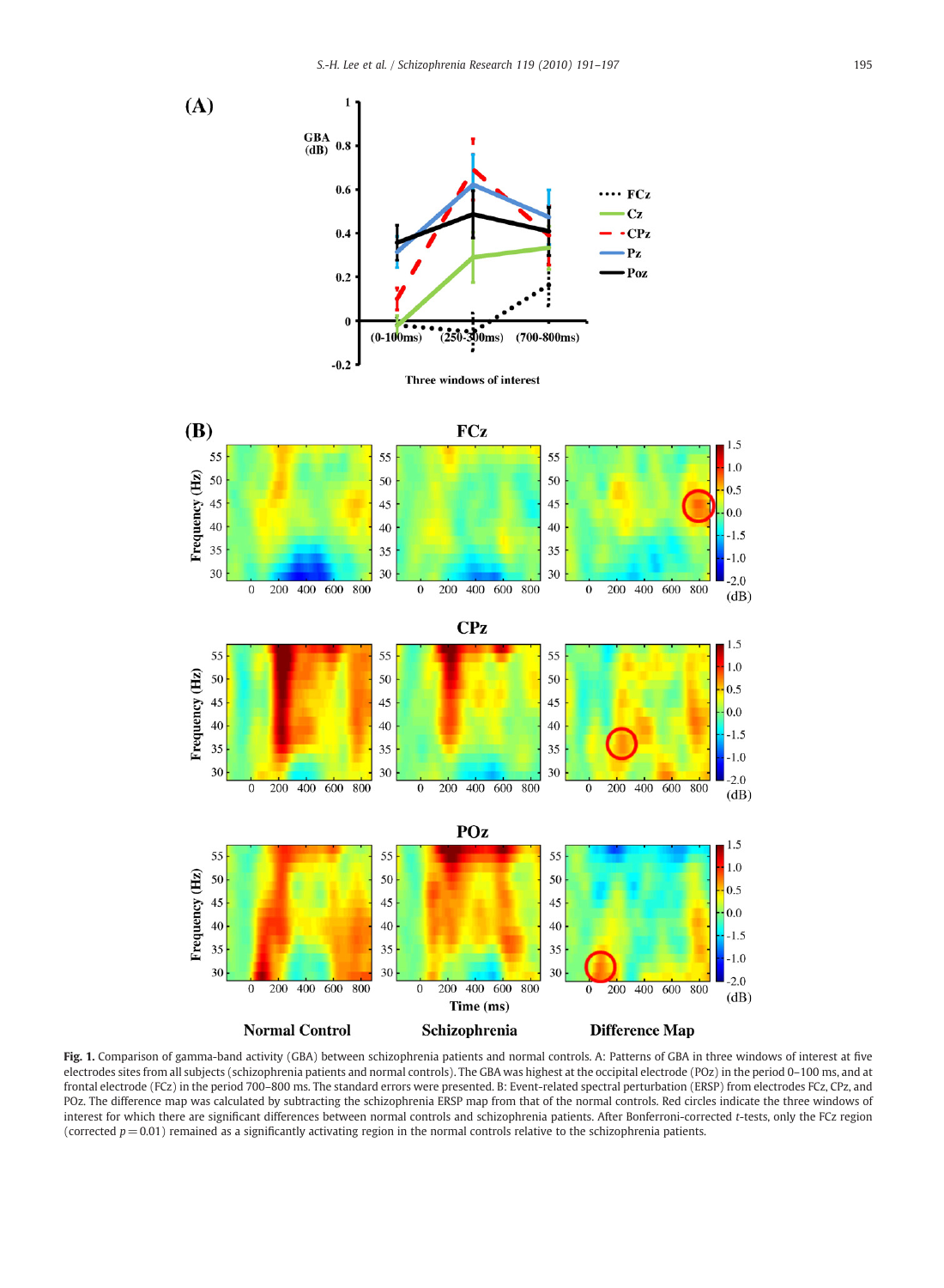**Fig. 1.** Comparison of gamma-band activity (GBA) between schizophrenia patients and normal controls. A: Patterns of GBA in three windows of interest at five electrodes sites from all subjects (schizophrenia patients and normal controls). The GBA was highest at the occipital electrode (POz) in the period 0–100 ms, and at frontal electrode (FCz) in the period 700–800 ms. The standard errors were presented. B: Event-related spectral perturbation (ERSP) from electrodes FCz, CPz, and POz. The difference map was calculated by subtracting the schizophrenia ERSP map from that of the normal controls. Red circles indicate the three windows of interest for which there are significant differences between normal controls and schizophrenia patients. After Bonferroni-corrected *t*-tests, only the FCz region (corrected $p = 0.01$) remained as a significantly activating region in the normal controls relative to the schizophrenia patients.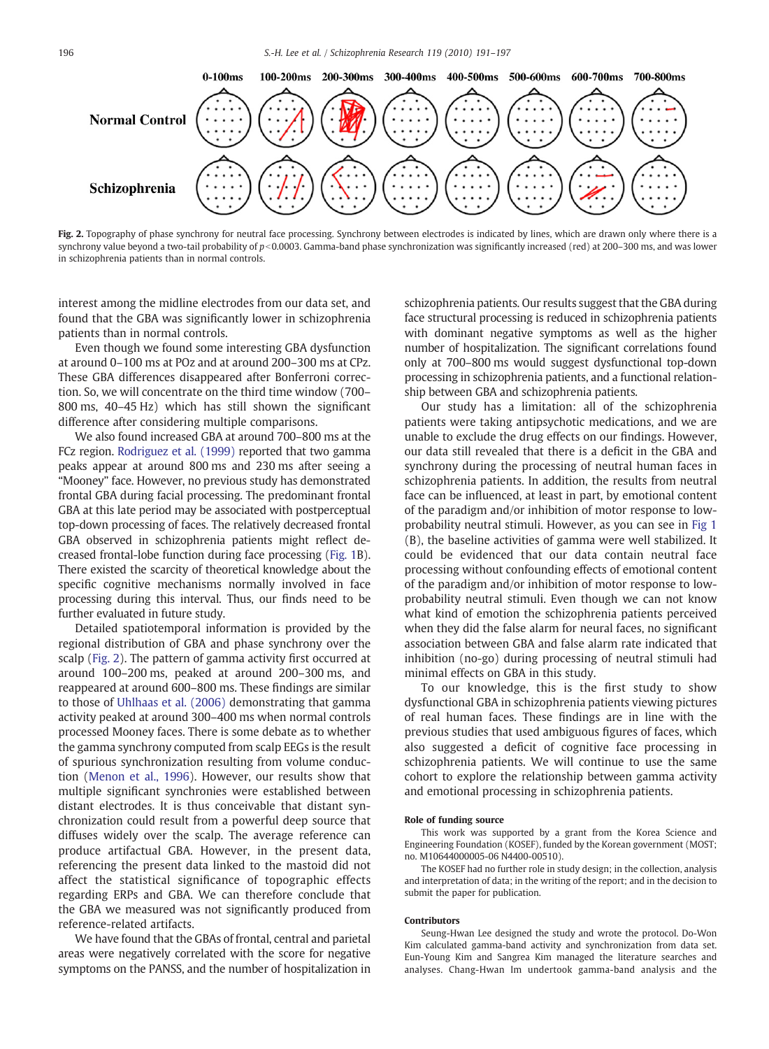0-100ms 100-200ms 200-300ms 300-400ms 400-500ms 500-600ms 600-700ms 700-800ms

Normal Control

Schizophrenia

**Fig. 2.** Topography of phase synchrony for neutral face processing. Synchrony between electrodes is indicated by lines, which are drawn only where there is a synchrony value beyond a two-tail probability of $p < 0.0003$. Gamma-band phase synchronization was significantly increased (red) at 200–300 ms, and was lower in schizophrenia patients than in normal controls.

interest among the midline electrodes from our data set, and found that the GBA was significantly lower in schizophrenia patients than in normal controls.

Even though we found some interesting GBA dysfunction at around 0–100 ms at POz and at around 200–300 ms at CPz. These GBA differences disappeared after Bonferroni correction. So, we will concentrate on the third time window (700–800 ms, 40–45 Hz) which has still shown the significant difference after considering multiple comparisons.

We also found increased GBA at around 700–800 ms at the FCz region. Rodriguez et al. (1999) reported that two gamma peaks appear at around 800 ms and 230 ms after seeing a "Mooney" face. However, no previous study has demonstrated frontal GBA during facial processing. The predominant frontal GBA at this late period may be associated with postperceptual top-down processing of faces. The relatively decreased frontal GBA observed in schizophrenia patients might reflect decreased frontal-lobe function during face processing (Fig. 1B). There existed the scarcity of theoretical knowledge about the specific cognitive mechanisms normally involved in face processing during this interval. Thus, our finds need to be further evaluated in future study.

Detailed spatiotemporal information is provided by the regional distribution of GBA and phase synchrony over the scalp (Fig. 2). The pattern of gamma activity first occurred at around 100–200 ms, peaked at around 200–300 ms, and reappeared at around 600–800 ms. These findings are similar to those of Uhlhaas et al. (2006) demonstrating that gamma activity peaked at around 300–400 ms when normal controls processed Mooney faces. There is some debate as to whether the gamma synchrony computed from scalp EEGs is the result of spurious synchronization resulting from volume conduction (Menon et al., 1996). However, our results show that multiple significant synchronies were established between distant electrodes. It is thus conceivable that distant synchronization could result from a powerful deep source that diffuses widely over the scalp. The average reference can produce artifactual GBA. However, in the present data, referencing the present data linked to the mastoid did not affect the statistical significance of topographic effects regarding ERPs and GBA. We can therefore conclude that the GBA we measured was not significantly produced from reference-related artifacts.

We have found that the GBAs of frontal, central and parietal areas were negatively correlated with the score for negative symptoms on the PANSS, and the number of hospitalization in schizophrenia patients. Our results suggest that the GBA during face structural processing is reduced in schizophrenia patients with dominant negative symptoms as well as the higher number of hospitalization. The significant correlations found only at 700–800 ms would suggest dysfunctional top-down processing in schizophrenia patients, and a functional relationship between GBA and schizophrenia patients.

Our study has a limitation: all of the schizophrenia patients were taking antipsychotic medications, and we are unable to exclude the drug effects on our findings. However, our data still revealed that there is a deficit in the GBA and synchrony during the processing of neutral human faces in schizophrenia patients. In addition, the results from neutral face can be influenced, at least in part, by emotional content of the paradigm and/or inhibition of motor response to low-probability neutral stimuli. However, as you can see in Fig 1 (B), the baseline activities of gamma were well stabilized. It could be evidenced that our data contain neutral face processing without confounding effects of emotional content of the paradigm and/or inhibition of motor response to low-probability neutral stimuli. Even though we can not know what kind of emotion the schizophrenia patients perceived when they did the false alarm for neural faces, no significant association between GBA and false alarm rate indicated that inhibition (no-go) during processing of neutral stimuli had minimal effects on GBA in this study.

To our knowledge, this is the first study to show dysfunctional GBA in schizophrenia patients viewing pictures of real human faces. These findings are in line with the previous studies that used ambiguous figures of faces, which also suggested a deficit of cognitive face processing in schizophrenia patients. We will continue to use the same cohort to explore the relationship between gamma activity and emotional processing in schizophrenia patients.

## Role of funding source

This work was supported by a grant from the Korea Science and Engineering Foundation (KOSEF), funded by the Korean government (MOST; no. M10644000005-06 N4400-00510).

The KOSEF had no further role in study design; in the collection, analysis and interpretation of data; in the writing of the report; and in the decision to submit the paper for publication.

## Contributors

Seung-Hwan Lee designed the study and wrote the protocol. Do-Won Kim calculated gamma-band activity and synchronization from data set. Eun-Young Kim and Sangrea Kim managed the literature searches and analyses. Chang-Hwan Im undertook gamma-band analysis and the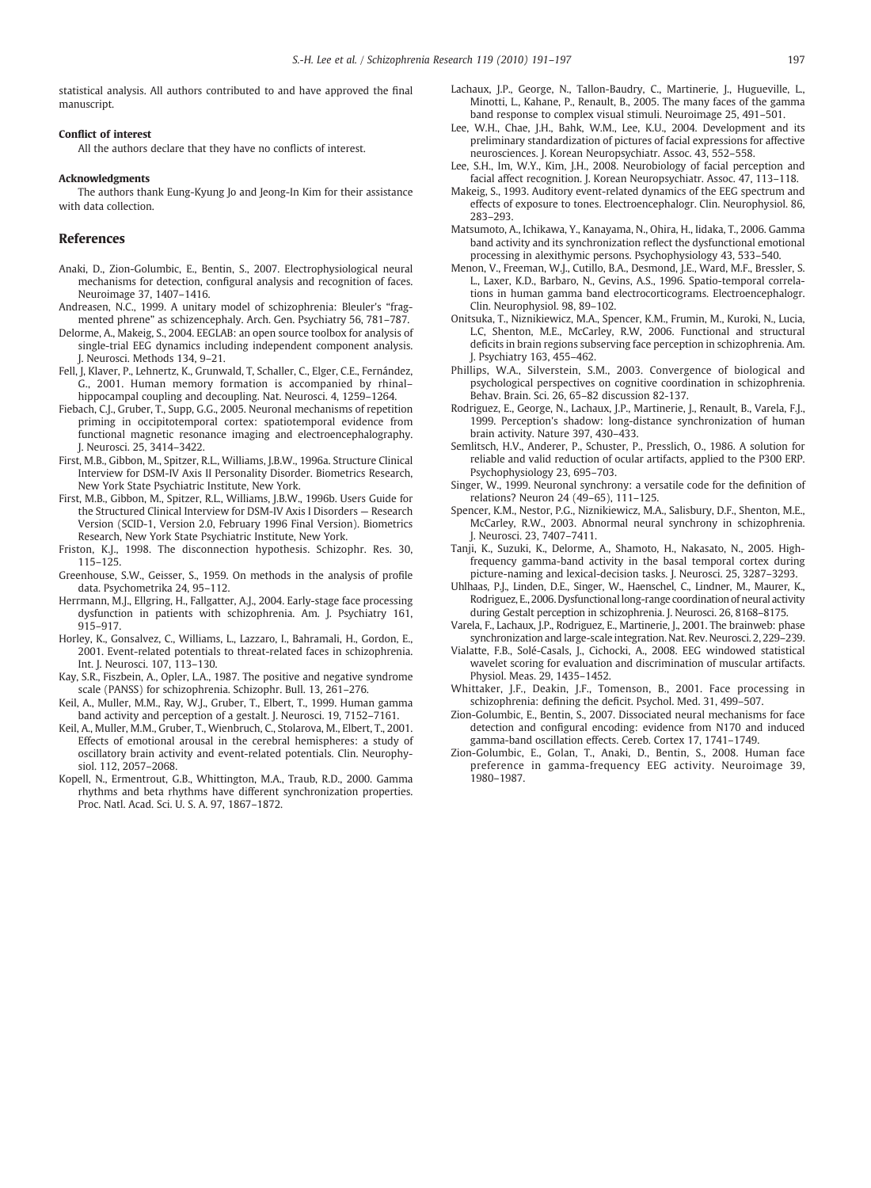statistical analysis. All authors contributed to and have approved the final manuscript.

**Conflict of interest**

All the authors declare that they have no conflicts of interest.

**Acknowledgments**

The authors thank Eung-Kyung Jo and Jeong-In Kim for their assistance with data collection.

## References

Anaki, D., Zion-Golumbic, E., Bentin, S., 2007. Electrophysiological neural mechanisms for detection, configural analysis and recognition of faces. Neuroimage 37, 1407–1416.

Andreasen, N.C., 1999. A unitary model of schizophrenia: Bleuler's "fragmented phrene" as schizencephaly. Arch. Gen. Psychiatry 56, 781–787.

Delorme, A., Makeig, S., 2004. EEGLAB: an open source toolbox for analysis of single-trial EEG dynamics including independent component analysis. J. Neurosci. Methods 134, 9–21.

Fell, J, Klaver, P., Lehnertz, K., Grunwald, T, Schaller, C., Elger, C.E., Fernández, G., 2001. Human memory formation is accompanied by rhinal–hippocampal coupling and decoupling. Nat. Neurosci. 4, 1259–1264.

Fiebach, C.J., Gruber, T., Supp, G.G., 2005. Neuronal mechanisms of repetition priming in occipitotemporal cortex: spatiotemporal evidence from functional magnetic resonance imaging and electroencephalography. J. Neurosci. 25, 3414–3422.

First, M.B., Gibbon, M., Spitzer, R.L., Williams, J.B.W., 1996a. Structure Clinical Interview for DSM-IV Axis II Personality Disorder. Biometrics Research, New York State Psychiatric Institute, New York.

First, M.B., Gibbon, M., Spitzer, R.L., Williams, J.B.W., 1996b. Users Guide for the Structured Clinical Interview for DSM-IV Axis I Disorders — Research Version (SCID-1, Version 2.0, February 1996 Final Version). Biometrics Research, New York State Psychiatric Institute, New York.

Friston, K.J., 1998. The disconnection hypothesis. Schizophr. Res. 30, 115–125.

Greenhouse, S.W., Geisser, S., 1959. On methods in the analysis of profile data. Psychometrika 24, 95–112.

Herrmann, M.J., Ellgring, H., Fallgatter, A.J., 2004. Early-stage face processing dysfunction in patients with schizophrenia. Am. J. Psychiatry 161, 915–917.

Horley, K., Gonsalvez, C., Williams, L., Lazzaro, I., Bahramali, H., Gordon, E., 2001. Event-related potentials to threat-related faces in schizophrenia. Int. J. Neurosci. 107, 113–130.

Kay, S.R., Fiszbein, A., Opler, L.A., 1987. The positive and negative syndrome scale (PANSS) for schizophrenia. Schizophr. Bull. 13, 261–276.

Keil, A., Muller, M.M., Ray, W.J., Gruber, T., Elbert, T., 1999. Human gamma band activity and perception of a gestalt. J. Neurosci. 19, 7152–7161.

Keil, A., Muller, M.M., Gruber, T., Wienbruch, C., Stolarova, M., Elbert, T., 2001. Effects of emotional arousal in the cerebral hemispheres: a study of oscillatory brain activity and event-related potentials. Clin. Neurophysiol. 112, 2057–2068.

Kopell, N., Ermentrout, G.B., Whittington, M.A., Traub, R.D., 2000. Gamma rhythms and beta rhythms have different synchronization properties. Proc. Natl. Acad. Sci. U. S. A. 97, 1867–1872.

Lachaux, J.P., George, N., Tallon-Baudry, C., Martinerie, J., Hugueville, L., Minotti, L., Kahane, P., Renault, B., 2005. The many faces of the gamma band response to complex visual stimuli. Neuroimage 25, 491–501.

Lee, W.H., Chae, J.H., Bahk, W.M., Lee, K.U., 2004. Development and its preliminary standardization of pictures of facial expressions for affective neurosciences. J. Korean Neuropsychiatr. Assoc. 43, 552–558.

Lee, S.H., Im, W.Y., Kim, J.H., 2008. Neurobiology of facial perception and facial affect recognition. J. Korean Neuropsychiatr. Assoc. 47, 113–118.

Makeig, S., 1993. Auditory event-related dynamics of the EEG spectrum and effects of exposure to tones. Electroencephalogr. Clin. Neurophysiol. 86, 283–293.

Matsumoto, A., Ichikawa, Y., Kanayama, N., Ohira, H., Iidaka, T., 2006. Gamma band activity and its synchronization reflect the dysfunctional emotional processing in alexithymic persons. Psychophysiology 43, 533–540.

Menon, V., Freeman, W.J., Cutillo, B.A., Desmond, J.E., Ward, M.F., Bressler, S. L., Laxer, K.D., Barbaro, N., Gevins, A.S., 1996. Spatio-temporal correlations in human gamma band electrocorticograms. Electroencephalogr. Clin. Neurophysiol. 98, 89–102.

Onitsuka, T., Niznikiewicz, M.A., Spencer, K.M., Frumin, M., Kuroki, N., Lucia, L.C, Shenton, M.E., McCarley, R.W, 2006. Functional and structural deficits in brain regions subserving face perception in schizophrenia. Am. J. Psychiatry 163, 455–462.

Phillips, W.A., Silverstein, S.M., 2003. Convergence of biological and psychological perspectives on cognitive coordination in schizophrenia. Behav. Brain. Sci. 26, 65–82 discussion 82-137.

Rodriguez, E., George, N., Lachaux, J.P., Martinerie, J., Renault, B., Varela, F.J., 1999. Perception's shadow: long-distance synchronization of human brain activity. Nature 397, 430–433.

Semlitsch, H.V., Anderer, P., Schuster, P., Presslich, O., 1986. A solution for reliable and valid reduction of ocular artifacts, applied to the P300 ERP. Psychophysiology 23, 695–703.

Singer, W., 1999. Neuronal synchrony: a versatile code for the definition of relations? Neuron 24 (49–65), 111–125.

Spencer, K.M., Nestor, P.G., Niznikiewicz, M.A., Salisbury, D.F., Shenton, M.E., McCarley, R.W., 2003. Abnormal neural synchrony in schizophrenia. J. Neurosci. 23, 7407–7411.

Tanji, K., Suzuki, K., Delorme, A., Shamoto, H., Nakasato, N., 2005. High-frequency gamma-band activity in the basal temporal cortex during picture-naming and lexical-decision tasks. J. Neurosci. 25, 3287–3293.

Uhlhaas, P.J., Linden, D.E., Singer, W., Haenschel, C., Lindner, M., Maurer, K., Rodriguez, E., 2006. Dysfunctional long-range coordination of neural activity during Gestalt perception in schizophrenia. J. Neurosci. 26, 8168–8175.

Varela, F., Lachaux, J.P., Rodriguez, E., Martinerie, J., 2001. The brainweb: phase synchronization and large-scale integration. Nat. Rev. Neurosci. 2, 229–239.

Vialatte, F.B., Solé-Casals, J., Cichocki, A., 2008. EEG windowed statistical wavelet scoring for evaluation and discrimination of muscular artifacts. Physiol. Meas. 29, 1435–1452.

Whittaker, J.F., Deakin, J.F., Tomenson, B., 2001. Face processing in schizophrenia: defining the deficit. Psychol. Med. 31, 499–507.

Zion-Golumbic, E., Bentin, S., 2007. Dissociated neural mechanisms for face detection and configural encoding: evidence from N170 and induced gamma-band oscillation effects. Cereb. Cortex 17, 1741–1749.

Zion-Golumbic, E., Golan, T., Anaki, D., Bentin, S., 2008. Human face preference in gamma-frequency EEG activity. Neuroimage 39, 1980–1987.